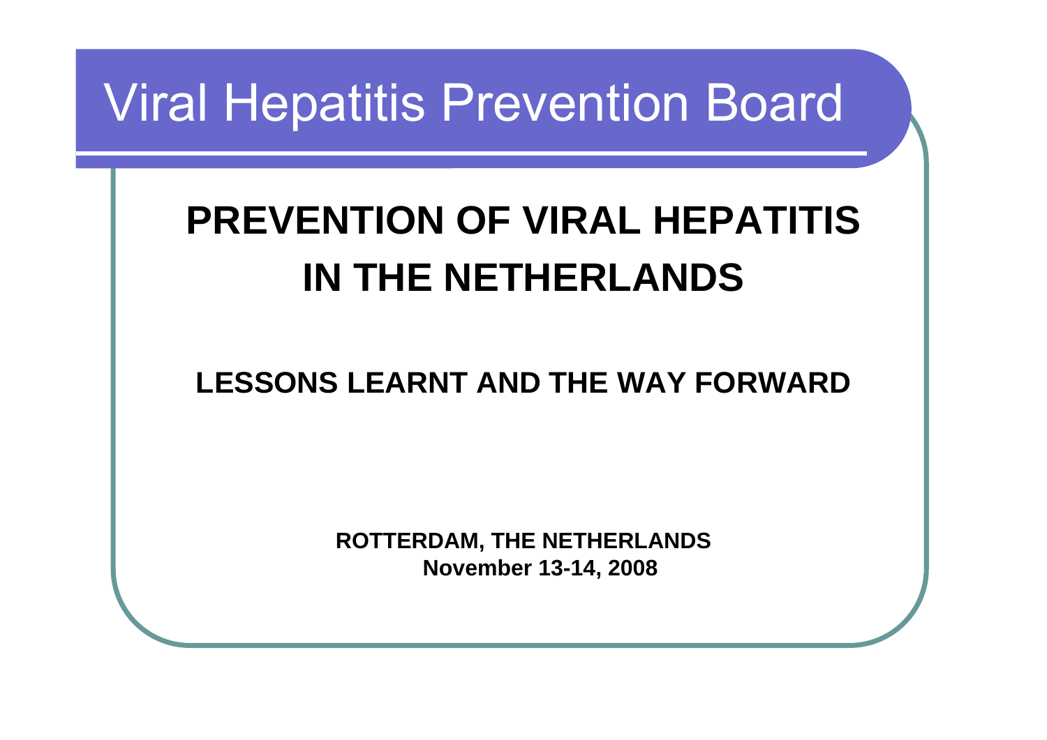# Viral Hepatitis Prevention Board

## PREVENTION OF VIRAL HEPATITIS IN THE NETHERLANDS

### LESSONS LEARNT AND THE WAY FORWARD

**ROTTERDAM, THE NETHERLANDS**
**November 13-14, 2008**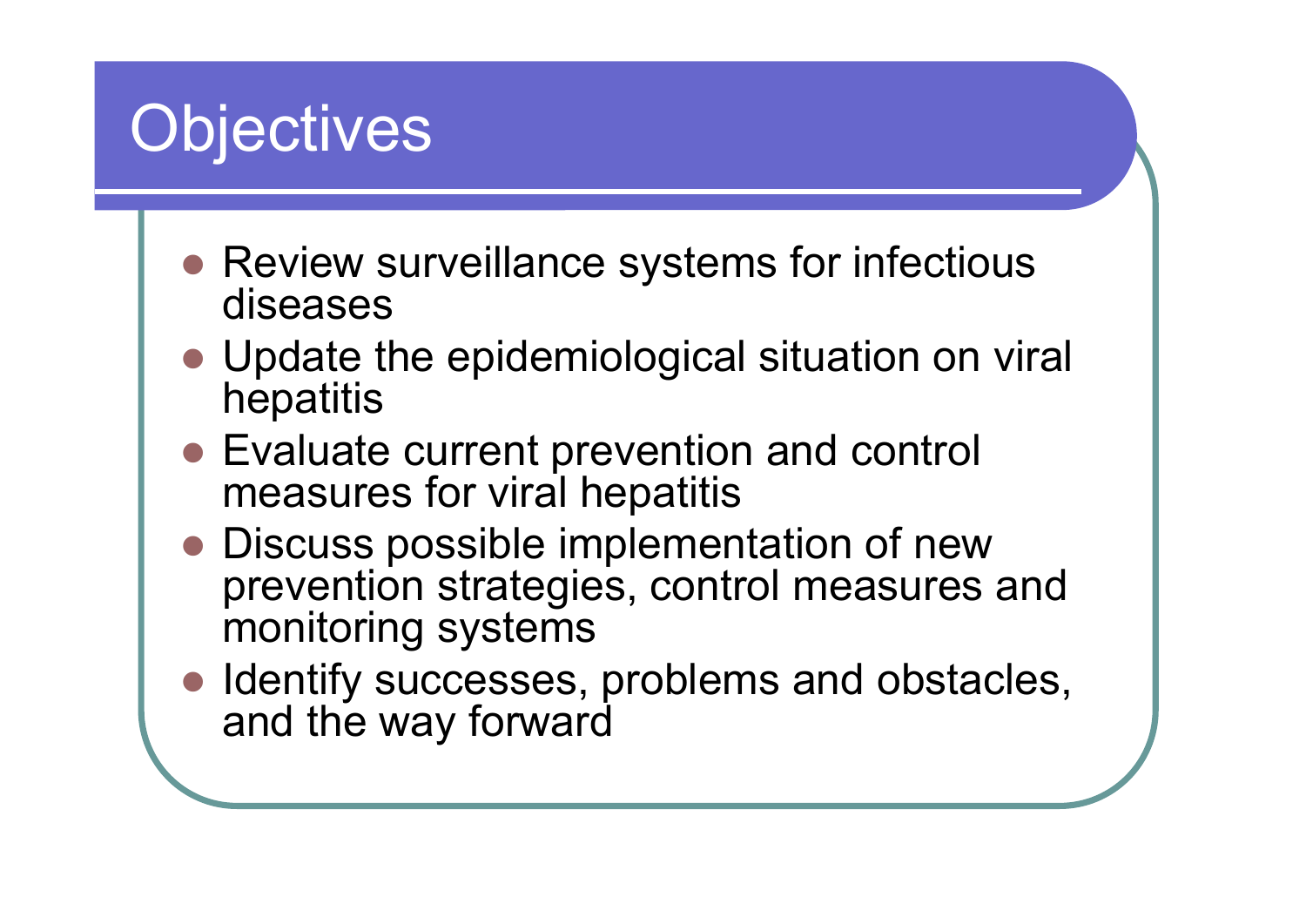# Objectives

- Review surveillance systems for infectious diseases
- Update the epidemiological situation on viral hepatitis
- Evaluate current prevention and control measures for viral hepatitis
- Discuss possible implementation of new prevention strategies, control measures and monitoring systems
- Identify successes, problems and obstacles, and the way forward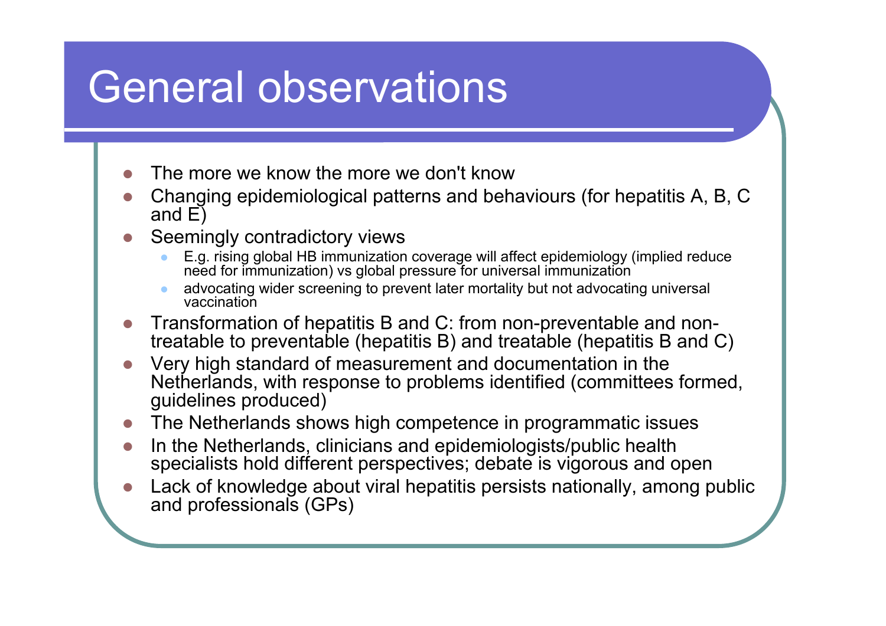# General observations

- The more we know the more we don't know
- Changing epidemiological patterns and behaviours (for hepatitis A, B, C and E)
- Seemingly contradictory views
  - E.g. rising global HB immunization coverage will affect epidemiology (implied reduce need for immunization) vs global pressure for universal immunization
  - advocating wider screening to prevent later mortality but not advocating universal vaccination
- Transformation of hepatitis B and C: from non-preventable and non-treatable to preventable (hepatitis B) and treatable (hepatitis B and C)
- Very high standard of measurement and documentation in the Netherlands, with response to problems identified (committees formed, guidelines produced)
- The Netherlands shows high competence in programmatic issues
- In the Netherlands, clinicians and epidemiologists/public health specialists hold different perspectives; debate is vigorous and open
- Lack of knowledge about viral hepatitis persists nationally, among public and professionals (GPs)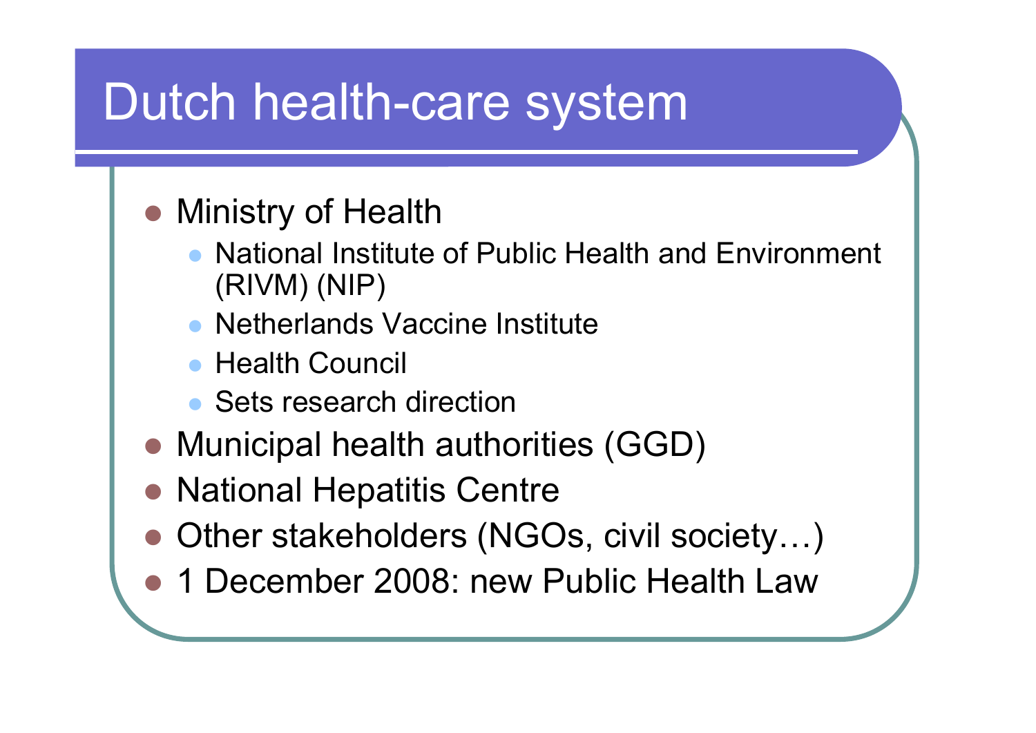# Dutch health-care system

- Ministry of Health
  - National Institute of Public Health and Environment (RIVM) (NIP)
  - Netherlands Vaccine Institute
  - Health Council
  - Sets research direction
- Municipal health authorities (GGD)
- National Hepatitis Centre
- Other stakeholders (NGOs, civil society…)
- 1 December 2008: new Public Health Law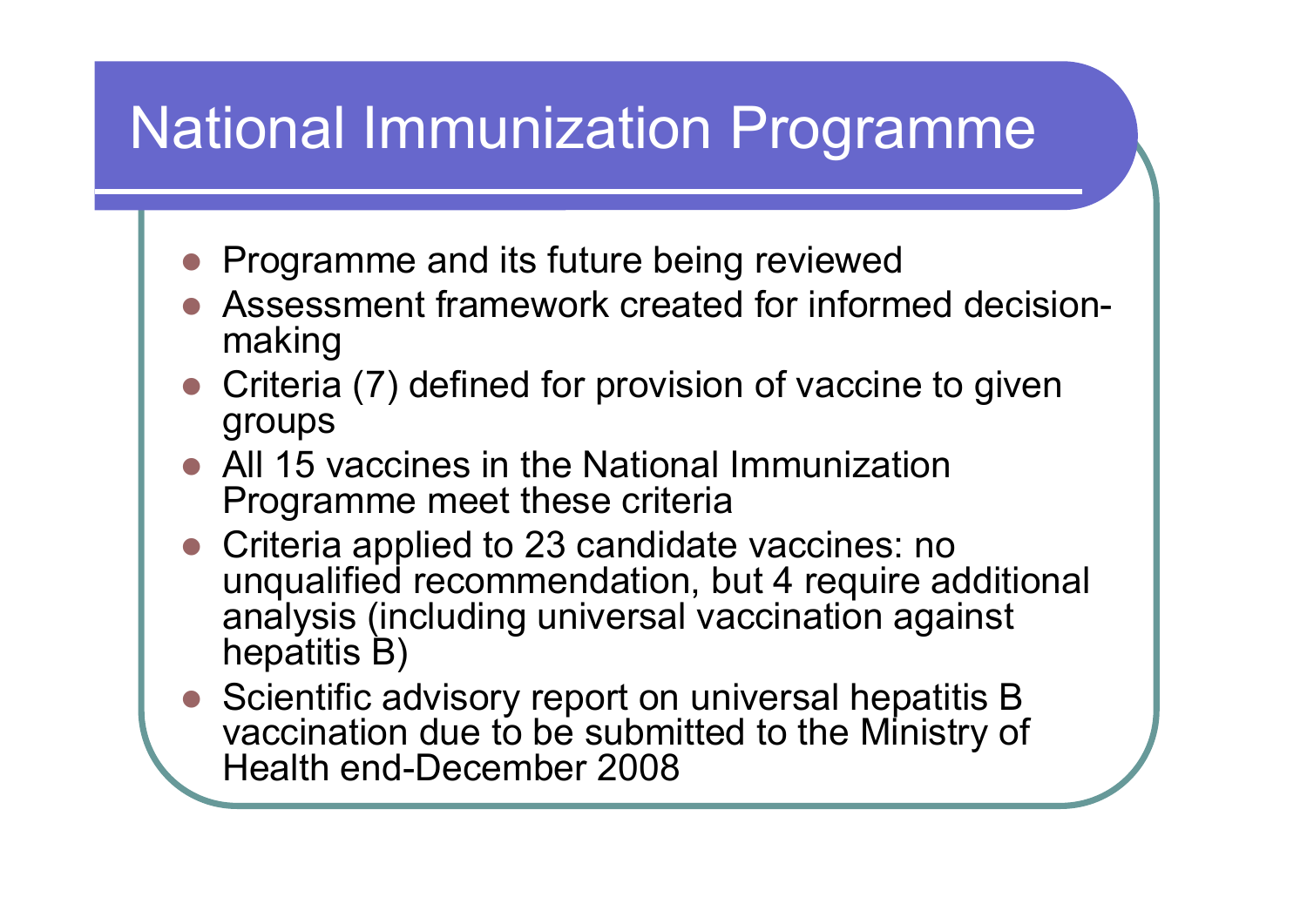# National Immunization Programme

- Programme and its future being reviewed
- Assessment framework created for informed decision-making
- Criteria (7) defined for provision of vaccine to given groups
- All 15 vaccines in the National Immunization Programme meet these criteria
- Criteria applied to 23 candidate vaccines: no unqualified recommendation, but 4 require additional analysis (including universal vaccination against hepatitis B)
- Scientific advisory report on universal hepatitis B vaccination due to be submitted to the Ministry of Health end-December 2008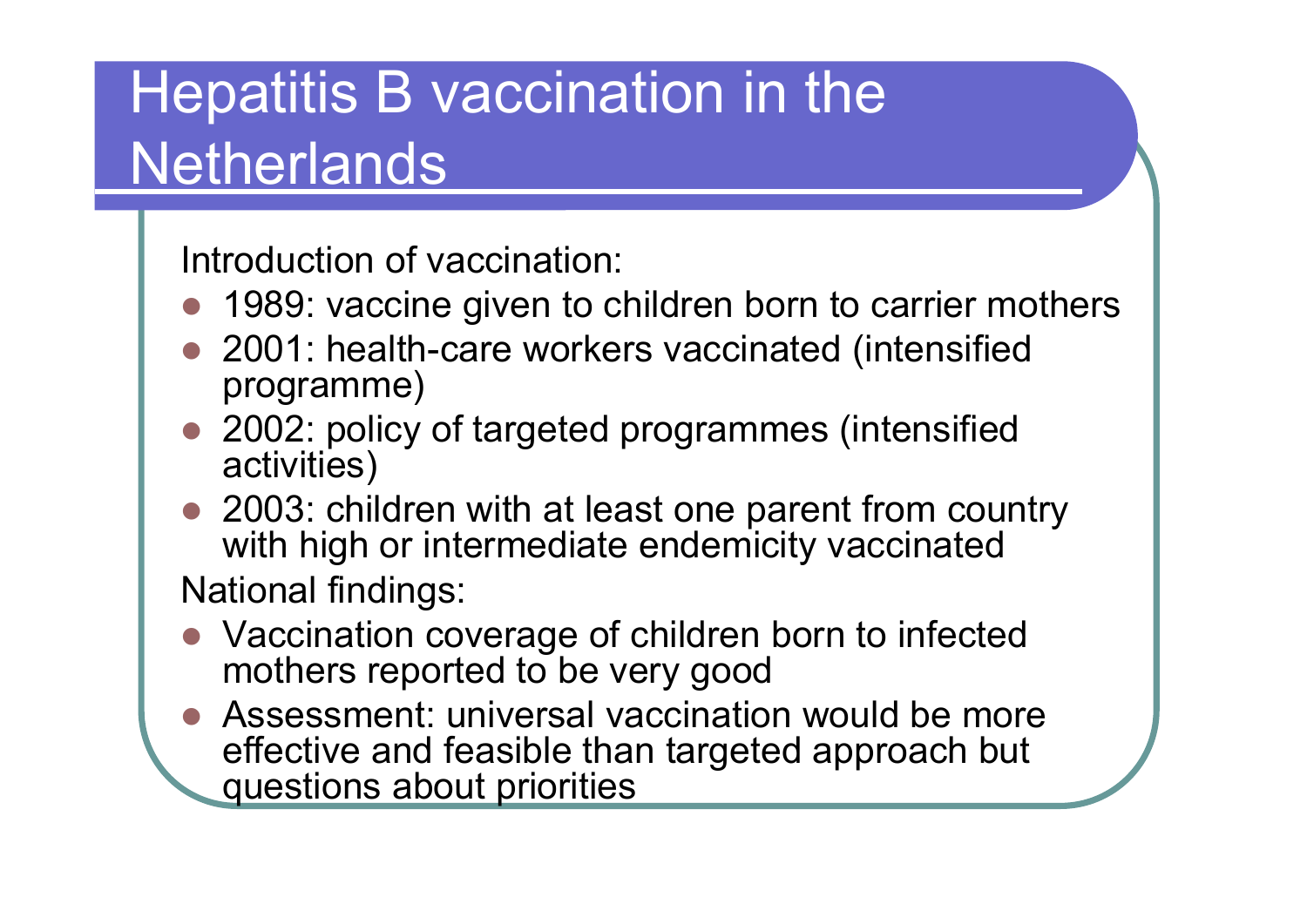# Hepatitis B vaccination in the Netherlands

Introduction of vaccination:

- 1989: vaccine given to children born to carrier mothers
- 2001: health-care workers vaccinated (intensified programme)
- 2002: policy of targeted programmes (intensified activities)
- 2003: children with at least one parent from country with high or intermediate endemicity vaccinated

National findings:

- Vaccination coverage of children born to infected mothers reported to be very good
- Assessment: universal vaccination would be more effective and feasible than targeted approach but questions about priorities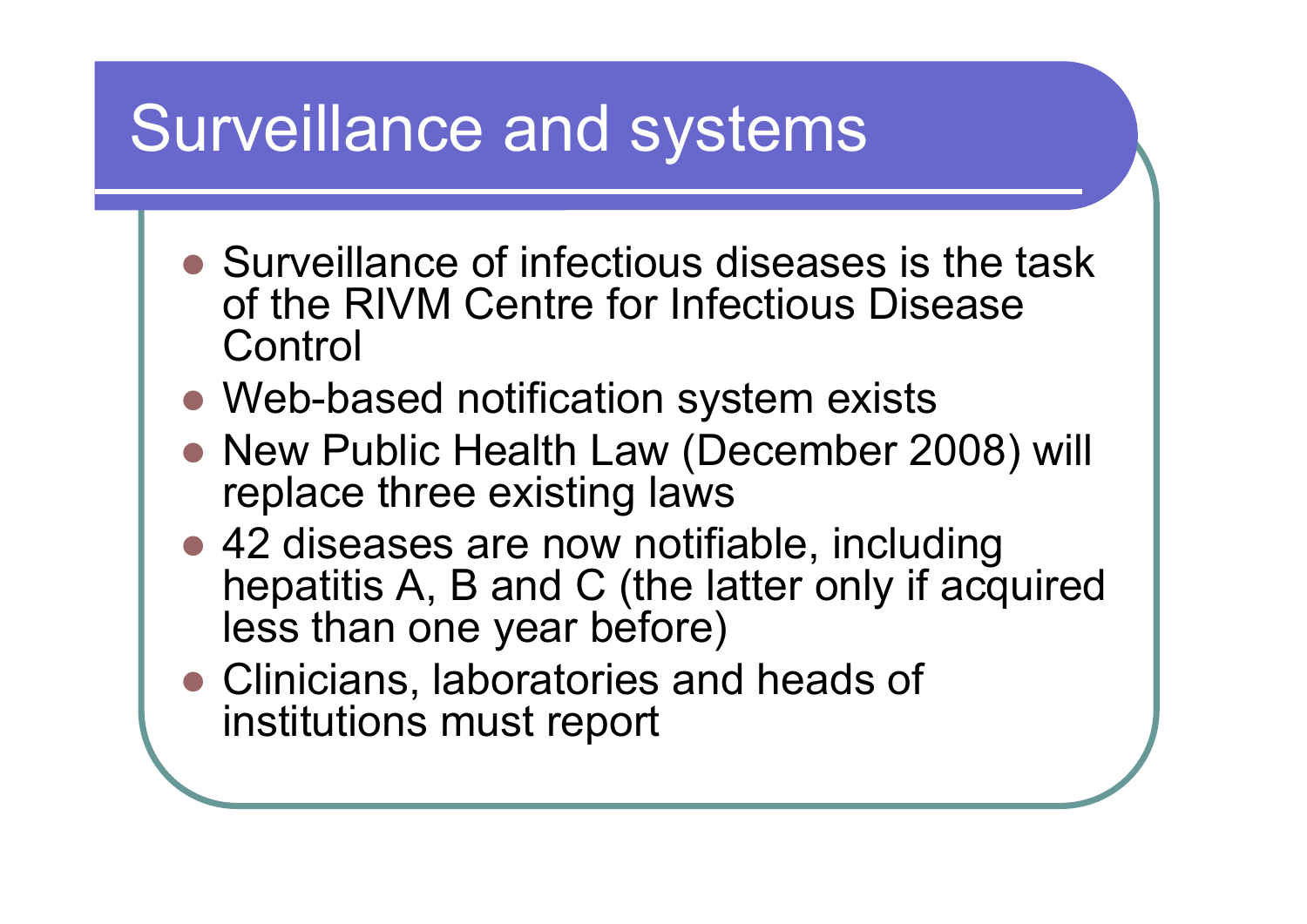# Surveillance and systems

- Surveillance of infectious diseases is the task of the RIVM Centre for Infectious Disease Control
- Web-based notification system exists
- New Public Health Law (December 2008) will replace three existing laws
- 42 diseases are now notifiable, including hepatitis A, B and C (the latter only if acquired less than one year before)
- Clinicians, laboratories and heads of institutions must report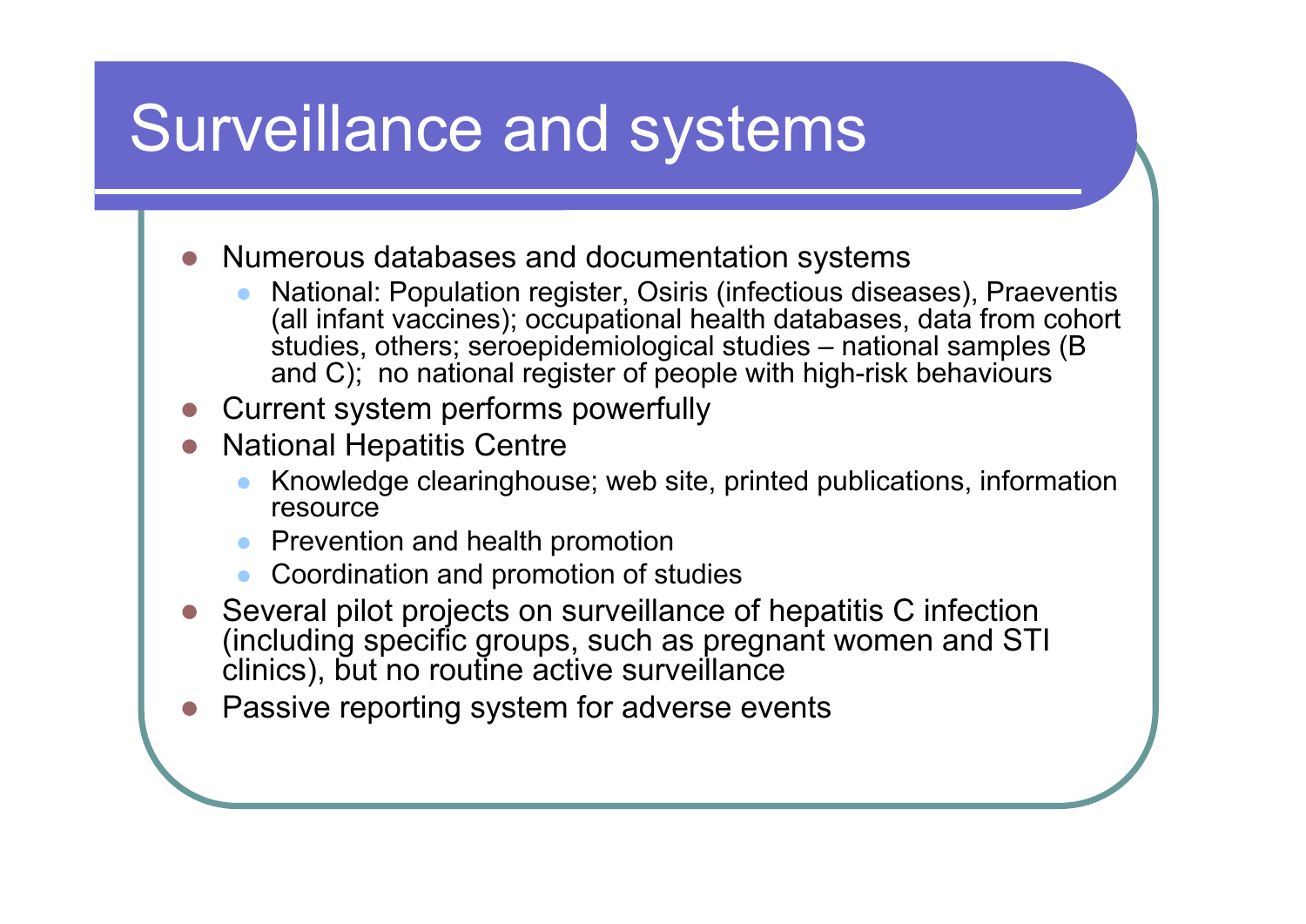# Surveillance and systems

- Numerous databases and documentation systems
  - National: Population register, Osiris (infectious diseases), Praeventis (all infant vaccines); occupational health databases, data from cohort studies, others; seroepidemiological studies – national samples (B and C); no national register of people with high-risk behaviours
- Current system performs powerfully
- National Hepatitis Centre
  - Knowledge clearinghouse; web site, printed publications, information resource
  - Prevention and health promotion
  - Coordination and promotion of studies
- Several pilot projects on surveillance of hepatitis C infection (including specific groups, such as pregnant women and STI clinics), but no routine active surveillance
- Passive reporting system for adverse events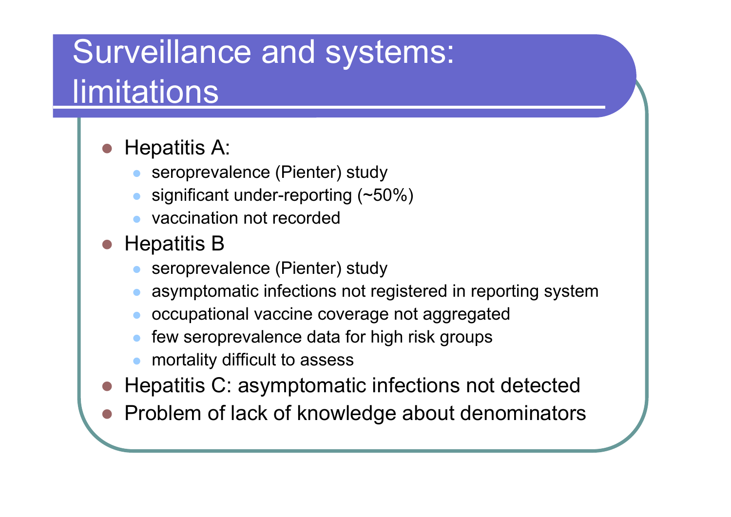# Surveillance and systems: limitations

- Hepatitis A:
  - seroprevalence (Pienter) study
  - significant under-reporting (~50%)
  - vaccination not recorded
- Hepatitis B
  - seroprevalence (Pienter) study
  - asymptomatic infections not registered in reporting system
  - occupational vaccine coverage not aggregated
  - few seroprevalence data for high risk groups
  - mortality difficult to assess
- Hepatitis C: asymptomatic infections not detected
- Problem of lack of knowledge about denominators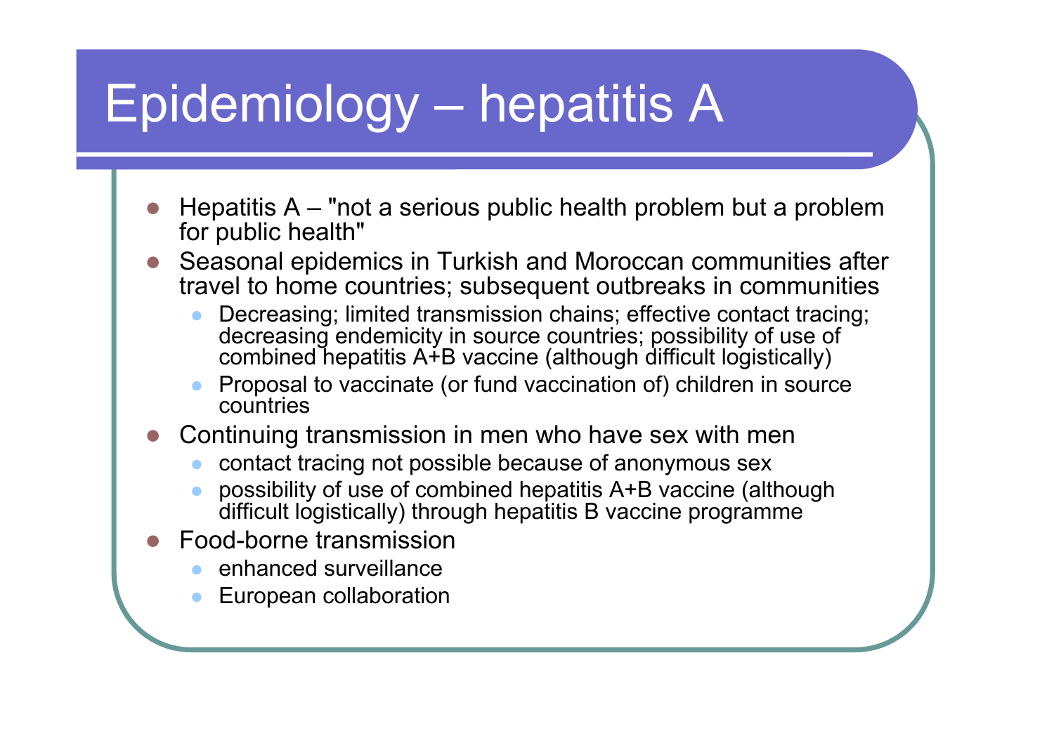# Epidemiology – hepatitis A

- Hepatitis A – "not a serious public health problem but a problem for public health"
- Seasonal epidemics in Turkish and Moroccan communities after travel to home countries; subsequent outbreaks in communities
  - Decreasing; limited transmission chains; effective contact tracing; decreasing endemicity in source countries; possibility of use of combined hepatitis A+B vaccine (although difficult logistically)
  - Proposal to vaccinate (or fund vaccination of) children in source countries
- Continuing transmission in men who have sex with men
  - contact tracing not possible because of anonymous sex
  - possibility of use of combined hepatitis A+B vaccine (although difficult logistically) through hepatitis B vaccine programme
- Food-borne transmission
  - enhanced surveillance
  - European collaboration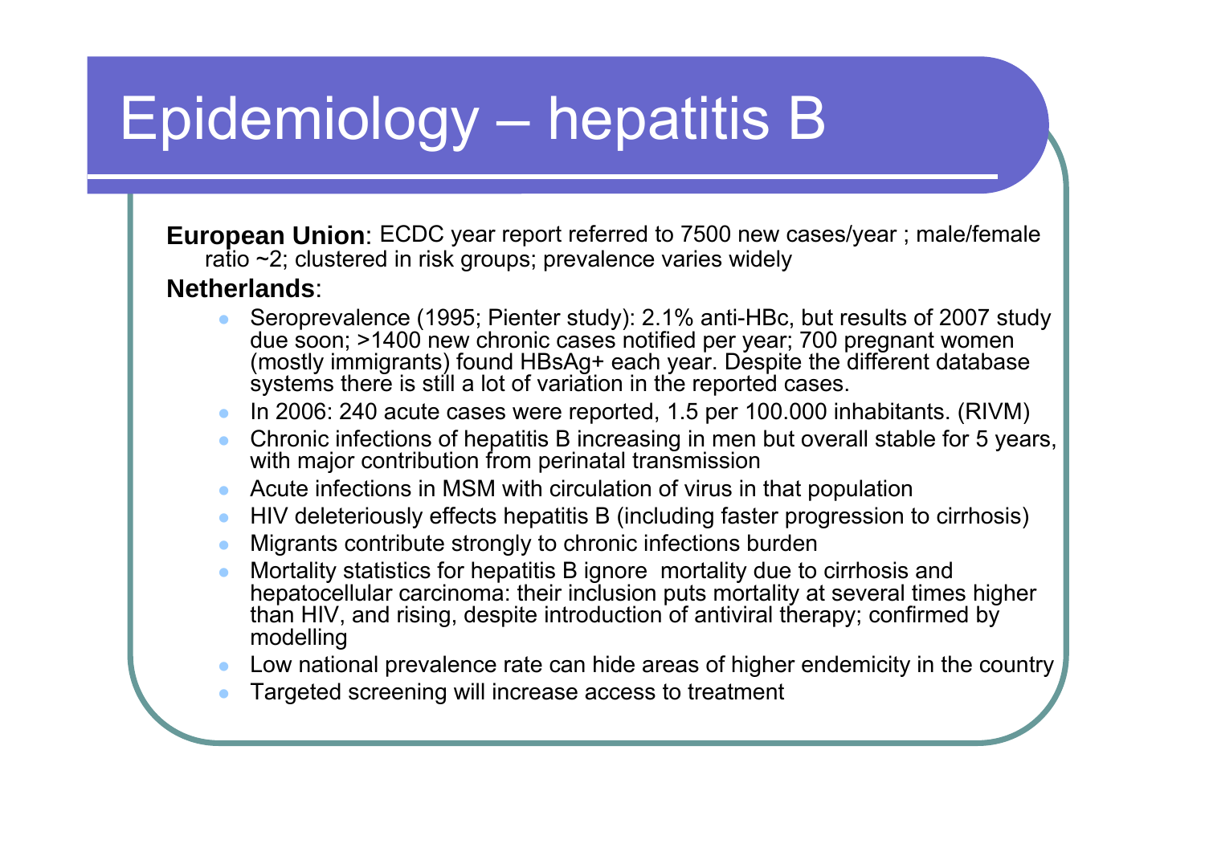# Epidemiology – hepatitis B

**European Union**: ECDC year report referred to 7500 new cases/year ; male/female ratio ~2; clustered in risk groups; prevalence varies widely

**Netherlands**:

- Seroprevalence (1995; Pienter study): 2.1% anti-HBc, but results of 2007 study due soon; >1400 new chronic cases notified per year; 700 pregnant women (mostly immigrants) found HBsAg+ each year. Despite the different database systems there is still a lot of variation in the reported cases.
- In 2006: 240 acute cases were reported, 1.5 per 100.000 inhabitants. (RIVM)
- Chronic infections of hepatitis B increasing in men but overall stable for 5 years, with major contribution from perinatal transmission
- Acute infections in MSM with circulation of virus in that population
- HIV deleteriously effects hepatitis B (including faster progression to cirrhosis)
- Migrants contribute strongly to chronic infections burden
- Mortality statistics for hepatitis B ignore mortality due to cirrhosis and hepatocellular carcinoma: their inclusion puts mortality at several times higher than HIV, and rising, despite introduction of antiviral therapy; confirmed by modelling
- Low national prevalence rate can hide areas of higher endemicity in the country
- Targeted screening will increase access to treatment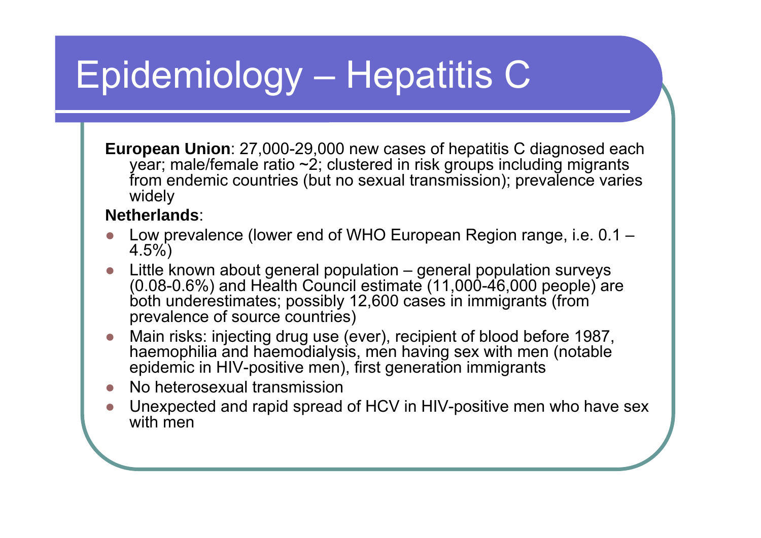# Epidemiology – Hepatitis C

**European Union**: 27,000-29,000 new cases of hepatitis C diagnosed each year; male/female ratio ~2; clustered in risk groups including migrants from endemic countries (but no sexual transmission); prevalence varies widely

**Netherlands**:

- Low prevalence (lower end of WHO European Region range, i.e. 0.1 – 4.5%)
- Little known about general population – general population surveys (0.08-0.6%) and Health Council estimate (11,000-46,000 people) are both underestimates; possibly 12,600 cases in immigrants (from prevalence of source countries)
- Main risks: injecting drug use (ever), recipient of blood before 1987, haemophilia and haemodialysis, men having sex with men (notable epidemic in HIV-positive men), first generation immigrants
- No heterosexual transmission
- Unexpected and rapid spread of HCV in HIV-positive men who have sex with men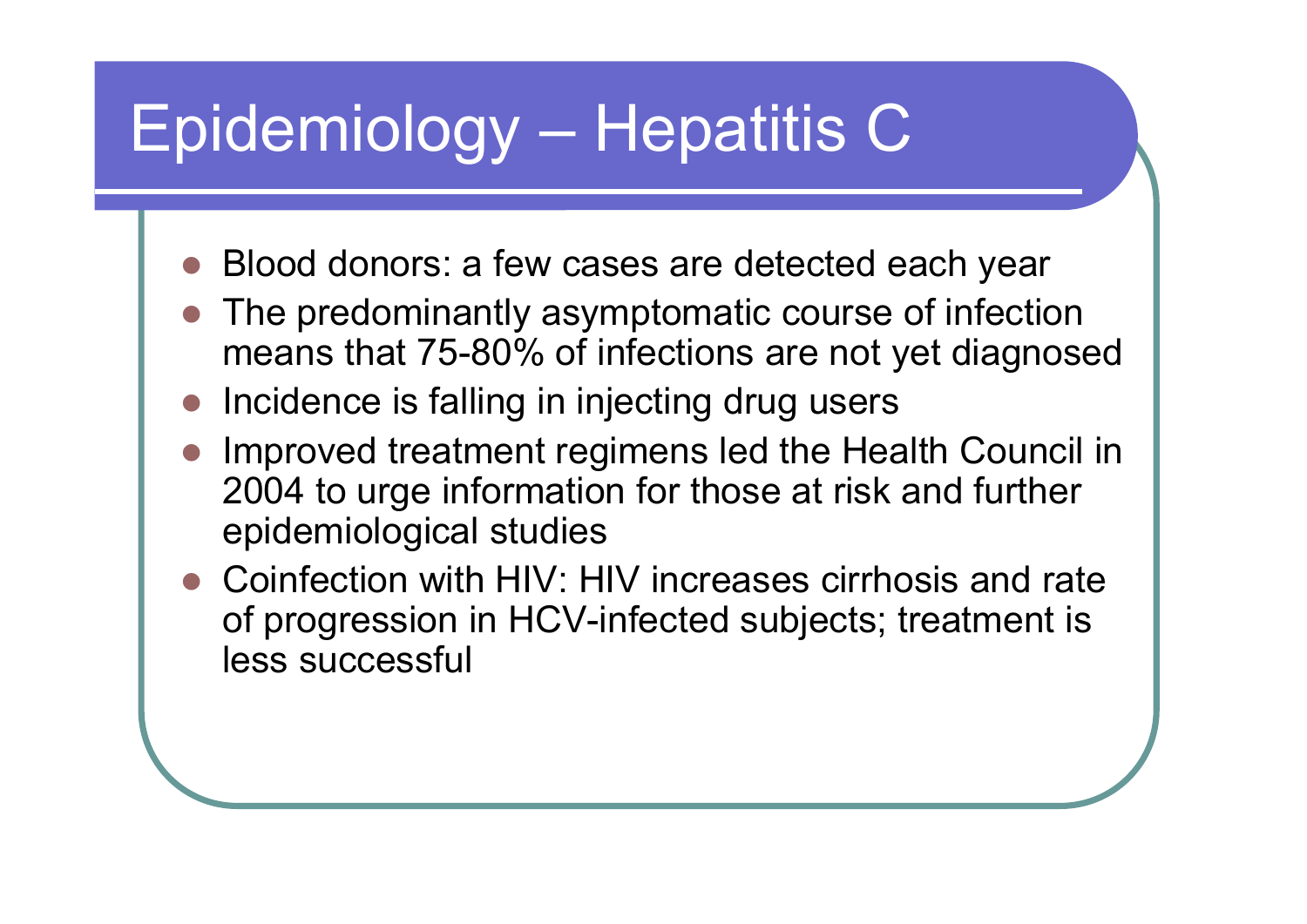# Epidemiology – Hepatitis C

- Blood donors: a few cases are detected each year
- The predominantly asymptomatic course of infection means that 75-80% of infections are not yet diagnosed
- Incidence is falling in injecting drug users
- Improved treatment regimens led the Health Council in 2004 to urge information for those at risk and further epidemiological studies
- Coinfection with HIV: HIV increases cirrhosis and rate of progression in HCV-infected subjects; treatment is less successful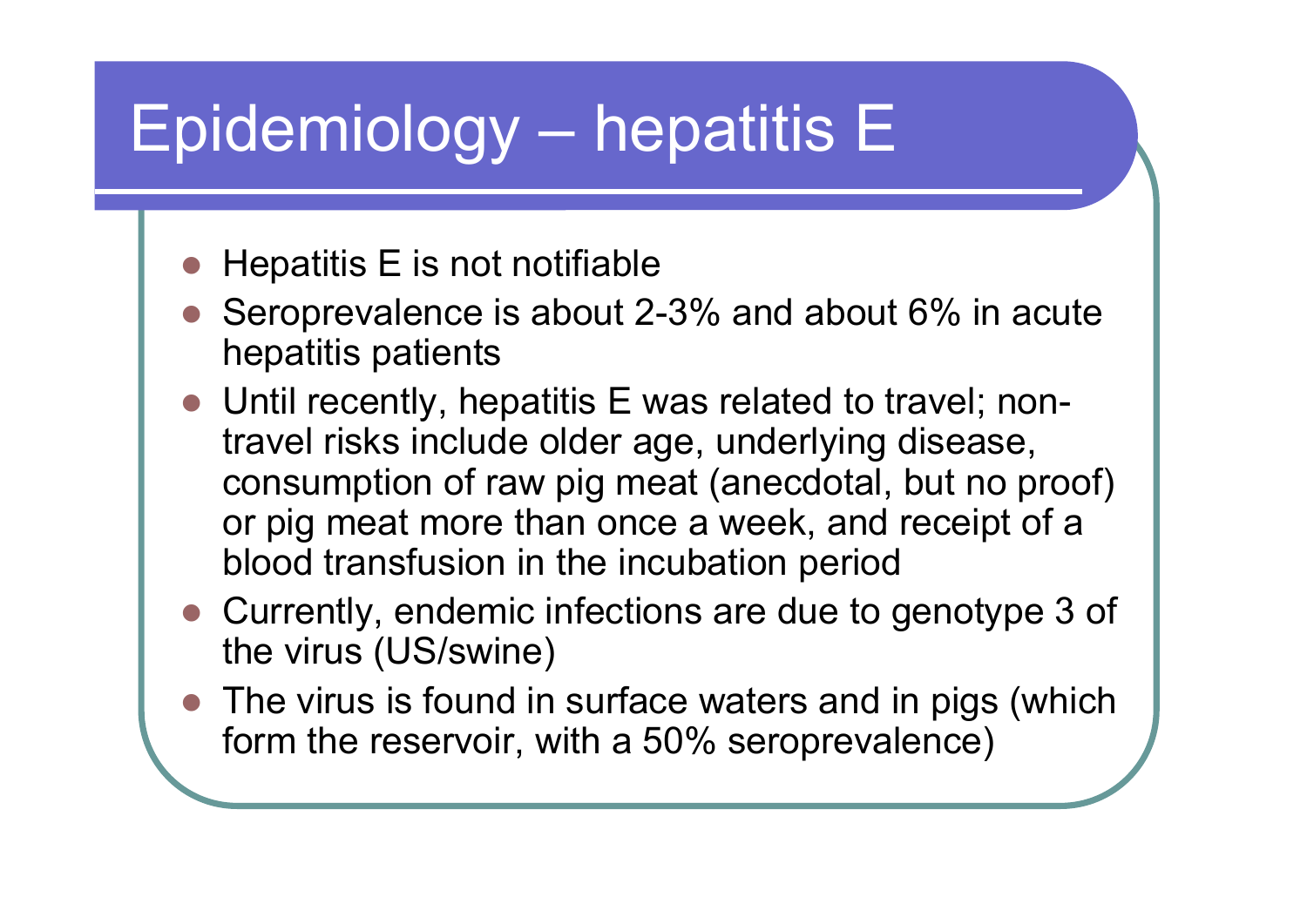# Epidemiology – hepatitis E

- Hepatitis E is not notifiable
- Seroprevalence is about 2-3% and about 6% in acute hepatitis patients
- Until recently, hepatitis E was related to travel; non-travel risks include older age, underlying disease, consumption of raw pig meat (anecdotal, but no proof) or pig meat more than once a week, and receipt of a blood transfusion in the incubation period
- Currently, endemic infections are due to genotype 3 of the virus (US/swine)
- The virus is found in surface waters and in pigs (which form the reservoir, with a 50% seroprevalence)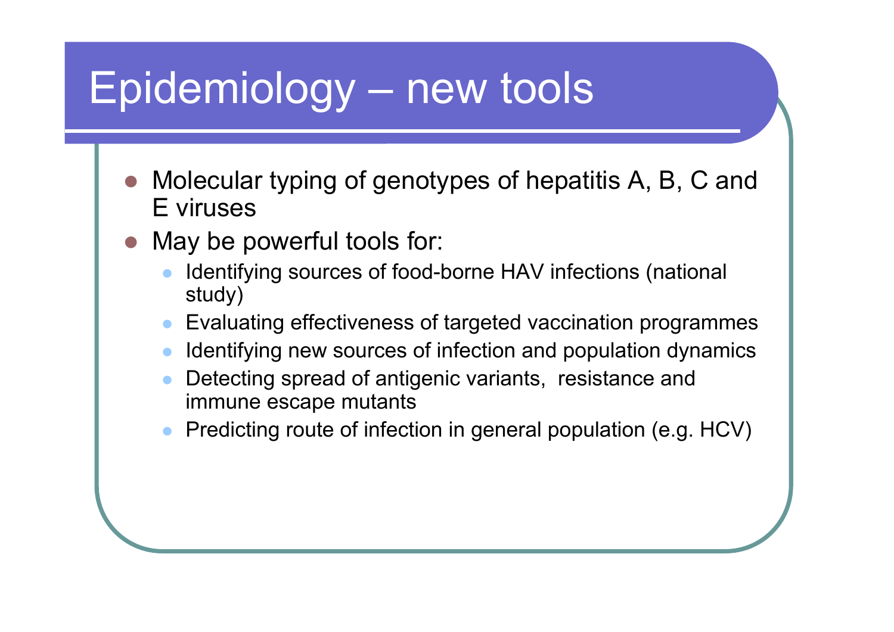# Epidemiology – new tools

- Molecular typing of genotypes of hepatitis A, B, C and E viruses
- May be powerful tools for:
  - Identifying sources of food-borne HAV infections (national study)
  - Evaluating effectiveness of targeted vaccination programmes
  - Identifying new sources of infection and population dynamics
  - Detecting spread of antigenic variants, resistance and immune escape mutants
  - Predicting route of infection in general population (e.g. HCV)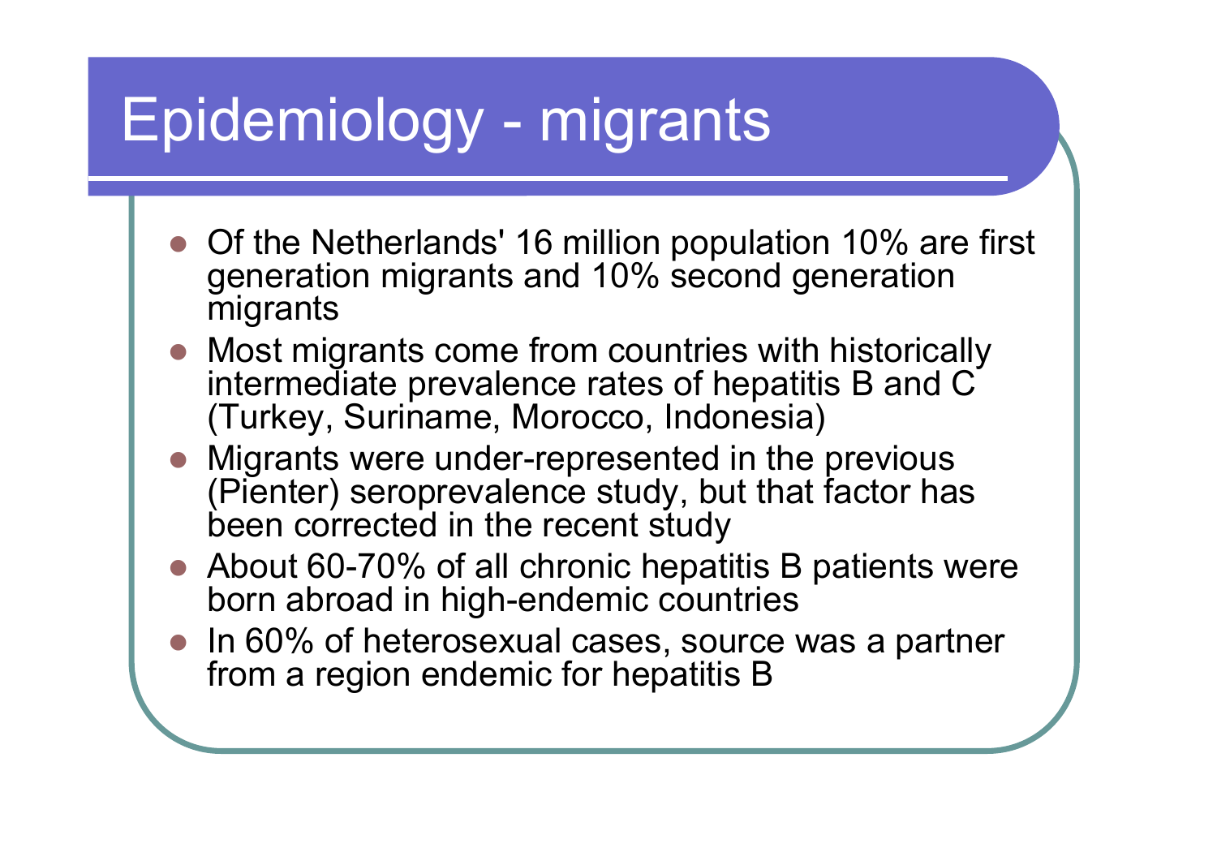# Epidemiology - migrants

- Of the Netherlands' 16 million population 10% are first generation migrants and 10% second generation migrants
- Most migrants come from countries with historically intermediate prevalence rates of hepatitis B and C (Turkey, Suriname, Morocco, Indonesia)
- Migrants were under-represented in the previous (Pienter) seroprevalence study, but that factor has been corrected in the recent study
- About 60-70% of all chronic hepatitis B patients were born abroad in high-endemic countries
- In 60% of heterosexual cases, source was a partner from a region endemic for hepatitis B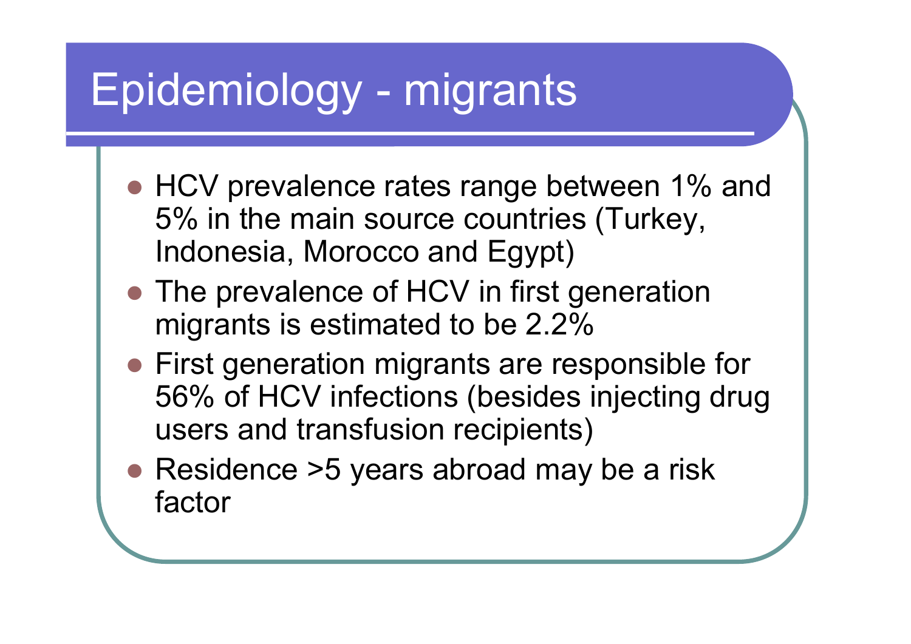# Epidemiology - migrants

- HCV prevalence rates range between 1% and 5% in the main source countries (Turkey, Indonesia, Morocco and Egypt)
- The prevalence of HCV in first generation migrants is estimated to be 2.2%
- First generation migrants are responsible for 56% of HCV infections (besides injecting drug users and transfusion recipients)
- Residence >5 years abroad may be a risk factor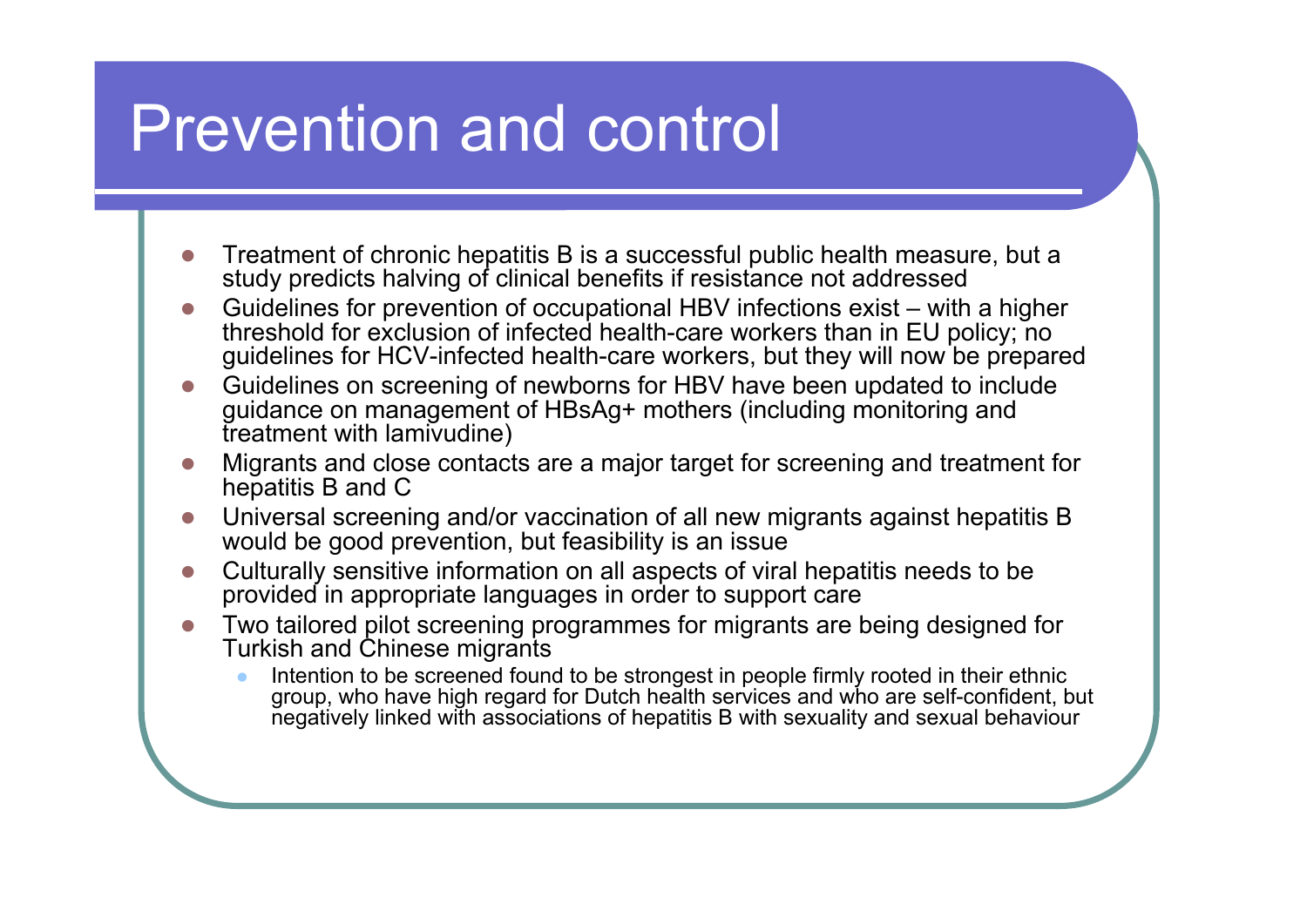# Prevention and control

- Treatment of chronic hepatitis B is a successful public health measure, but a study predicts halving of clinical benefits if resistance not addressed
- Guidelines for prevention of occupational HBV infections exist – with a higher threshold for exclusion of infected health-care workers than in EU policy; no guidelines for HCV-infected health-care workers, but they will now be prepared
- Guidelines on screening of newborns for HBV have been updated to include guidance on management of HBsAg+ mothers (including monitoring and treatment with lamivudine)
- Migrants and close contacts are a major target for screening and treatment for hepatitis B and C
- Universal screening and/or vaccination of all new migrants against hepatitis B would be good prevention, but feasibility is an issue
- Culturally sensitive information on all aspects of viral hepatitis needs to be provided in appropriate languages in order to support care
- Two tailored pilot screening programmes for migrants are being designed for Turkish and Chinese migrants
  - Intention to be screened found to be strongest in people firmly rooted in their ethnic group, who have high regard for Dutch health services and who are self-confident, but negatively linked with associations of hepatitis B with sexuality and sexual behaviour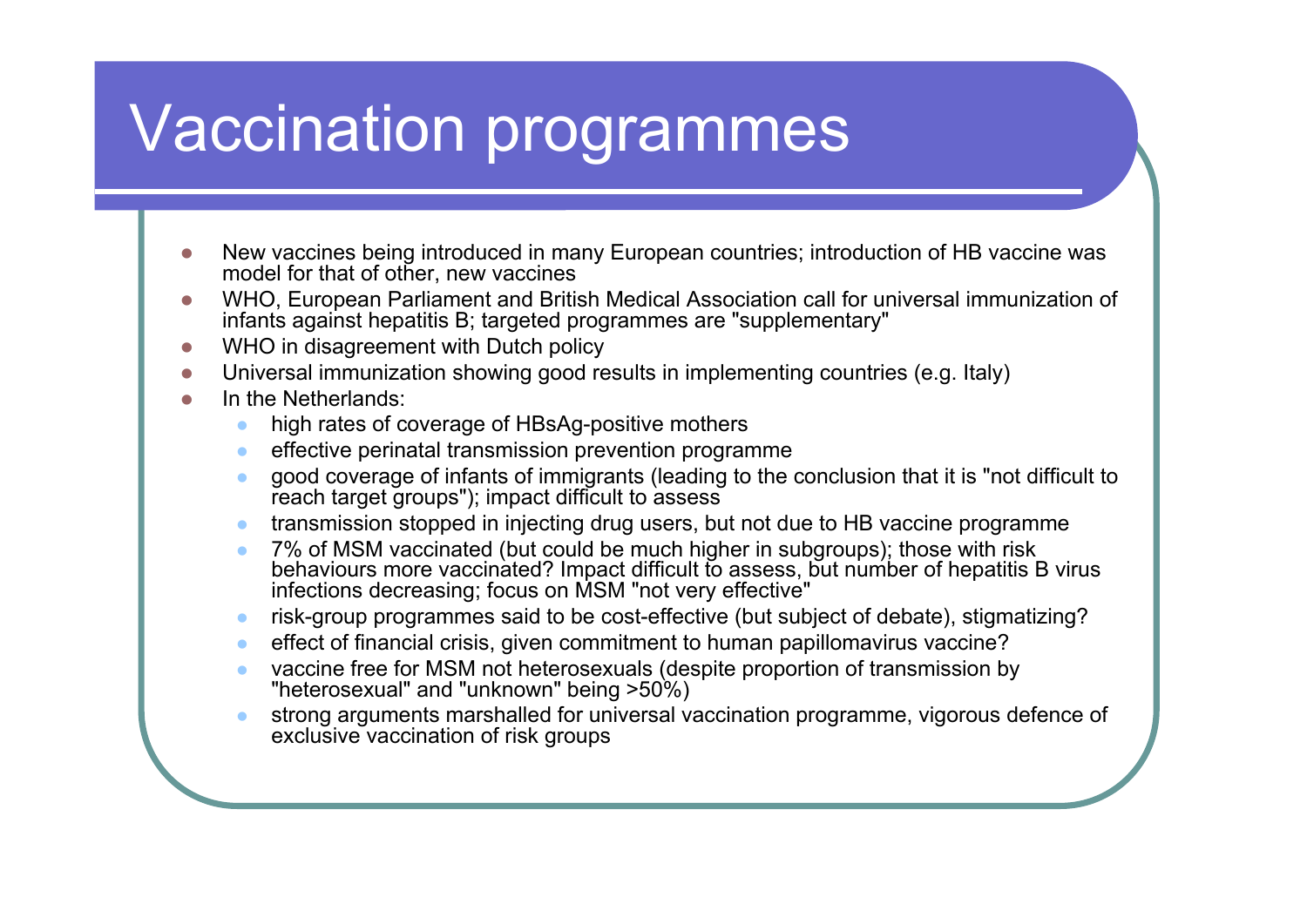# Vaccination programmes

- New vaccines being introduced in many European countries; introduction of HB vaccine was model for that of other, new vaccines
- WHO, European Parliament and British Medical Association call for universal immunization of infants against hepatitis B; targeted programmes are "supplementary"
- WHO in disagreement with Dutch policy
- Universal immunization showing good results in implementing countries (e.g. Italy)
- In the Netherlands:
  - high rates of coverage of HBsAg-positive mothers
  - effective perinatal transmission prevention programme
  - good coverage of infants of immigrants (leading to the conclusion that it is "not difficult to reach target groups"); impact difficult to assess
  - transmission stopped in injecting drug users, but not due to HB vaccine programme
  - 7% of MSM vaccinated (but could be much higher in subgroups); those with risk behaviours more vaccinated? Impact difficult to assess, but number of hepatitis B virus infections decreasing; focus on MSM "not very effective"
  - risk-group programmes said to be cost-effective (but subject of debate), stigmatizing?
  - effect of financial crisis, given commitment to human papillomavirus vaccine?
  - vaccine free for MSM not heterosexuals (despite proportion of transmission by "heterosexual" and "unknown" being >50%)
  - strong arguments marshalled for universal vaccination programme, vigorous defence of exclusive vaccination of risk groups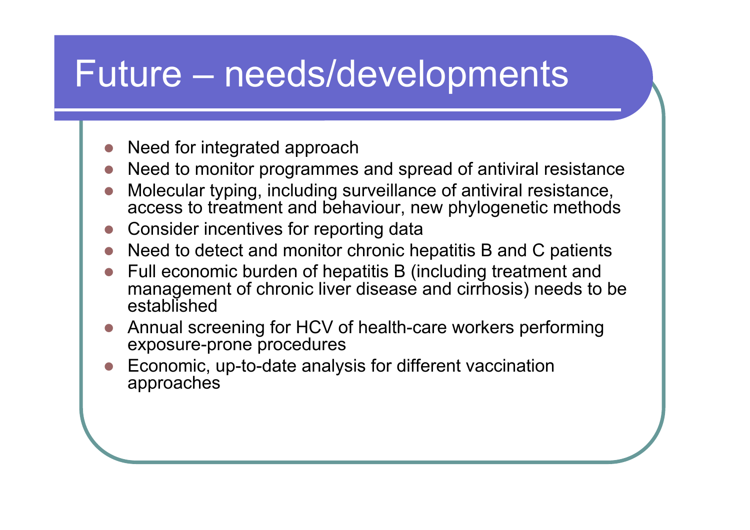# Future – needs/developments

- Need for integrated approach
- Need to monitor programmes and spread of antiviral resistance
- Molecular typing, including surveillance of antiviral resistance, access to treatment and behaviour, new phylogenetic methods
- Consider incentives for reporting data
- Need to detect and monitor chronic hepatitis B and C patients
- Full economic burden of hepatitis B (including treatment and management of chronic liver disease and cirrhosis) needs to be established
- Annual screening for HCV of health-care workers performing exposure-prone procedures
- Economic, up-to-date analysis for different vaccination approaches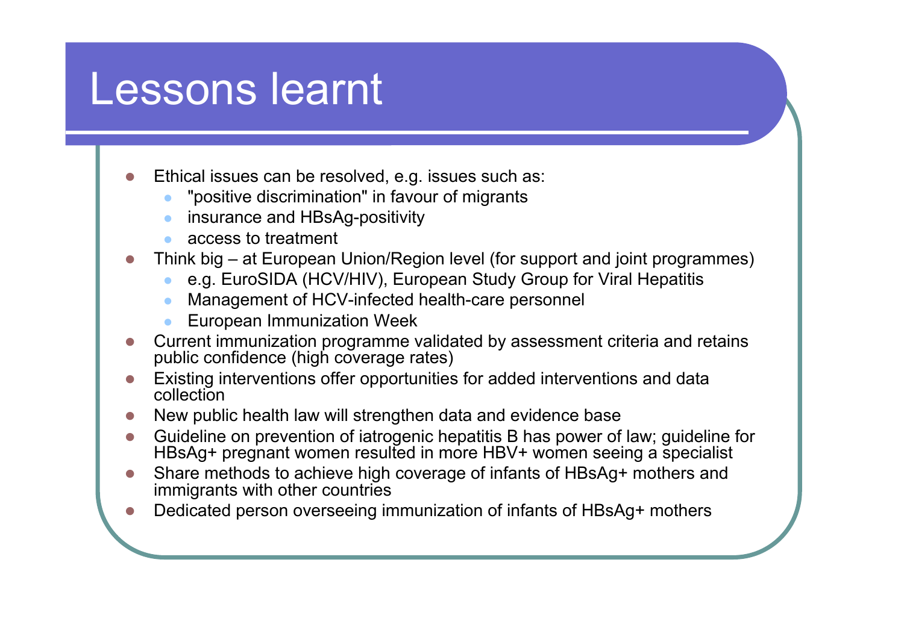# Lessons learnt

- Ethical issues can be resolved, e.g. issues such as:
  - "positive discrimination" in favour of migrants
  - insurance and HBsAg-positivity
  - access to treatment
- Think big – at European Union/Region level (for support and joint programmes)
  - e.g. EuroSIDA (HCV/HIV), European Study Group for Viral Hepatitis
  - Management of HCV-infected health-care personnel
  - European Immunization Week
- Current immunization programme validated by assessment criteria and retains public confidence (high coverage rates)
- Existing interventions offer opportunities for added interventions and data collection
- New public health law will strengthen data and evidence base
- Guideline on prevention of iatrogenic hepatitis B has power of law; guideline for HBsAg+ pregnant women resulted in more HBV+ women seeing a specialist
- Share methods to achieve high coverage of infants of HBsAg+ mothers and immigrants with other countries
- Dedicated person overseeing immunization of infants of HBsAg+ mothers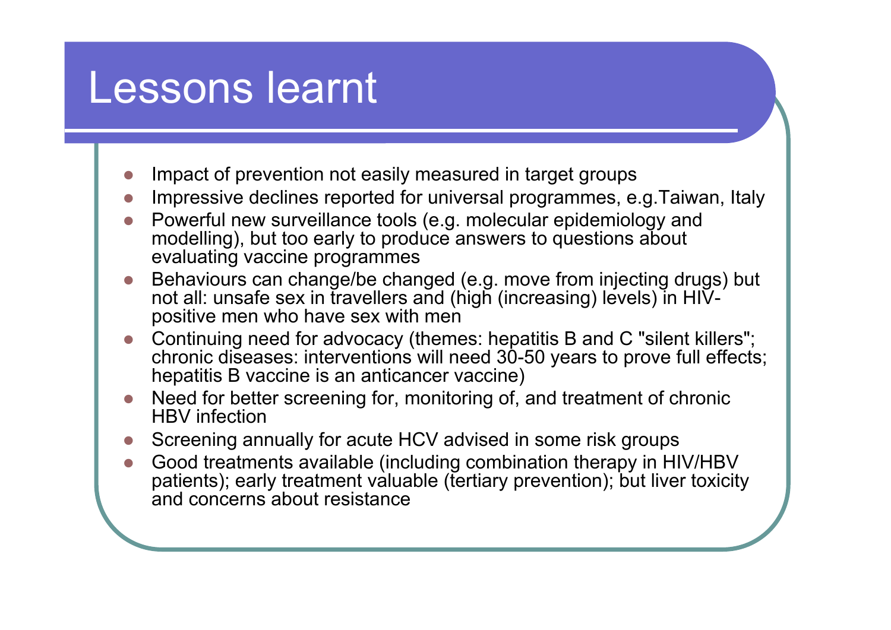# Lessons learnt

- Impact of prevention not easily measured in target groups
- Impressive declines reported for universal programmes, e.g.Taiwan, Italy
- Powerful new surveillance tools (e.g. molecular epidemiology and modelling), but too early to produce answers to questions about evaluating vaccine programmes
- Behaviours can change/be changed (e.g. move from injecting drugs) but not all: unsafe sex in travellers and (high (increasing) levels) in HIV-positive men who have sex with men
- Continuing need for advocacy (themes: hepatitis B and C "silent killers"; chronic diseases: interventions will need 30-50 years to prove full effects; hepatitis B vaccine is an anticancer vaccine)
- Need for better screening for, monitoring of, and treatment of chronic HBV infection
- Screening annually for acute HCV advised in some risk groups
- Good treatments available (including combination therapy in HIV/HBV patients); early treatment valuable (tertiary prevention); but liver toxicity and concerns about resistance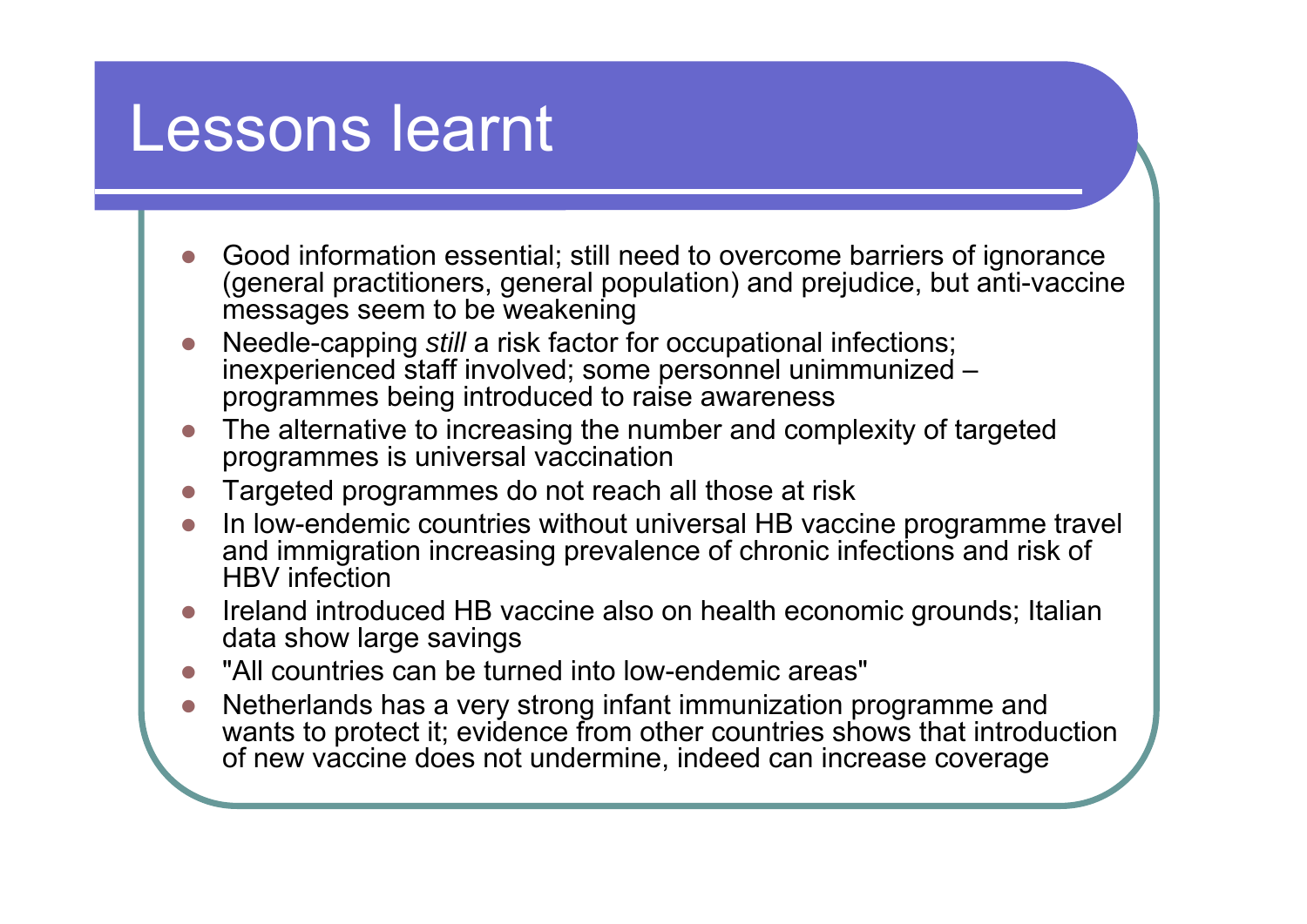# Lessons learnt

- Good information essential; still need to overcome barriers of ignorance (general practitioners, general population) and prejudice, but anti-vaccine messages seem to be weakening
- Needle-capping *still* a risk factor for occupational infections; inexperienced staff involved; some personnel unimmunized – programmes being introduced to raise awareness
- The alternative to increasing the number and complexity of targeted programmes is universal vaccination
- Targeted programmes do not reach all those at risk
- In low-endemic countries without universal HB vaccine programme travel and immigration increasing prevalence of chronic infections and risk of HBV infection
- Ireland introduced HB vaccine also on health economic grounds; Italian data show large savings
- "All countries can be turned into low-endemic areas"
- Netherlands has a very strong infant immunization programme and wants to protect it; evidence from other countries shows that introduction of new vaccine does not undermine, indeed can increase coverage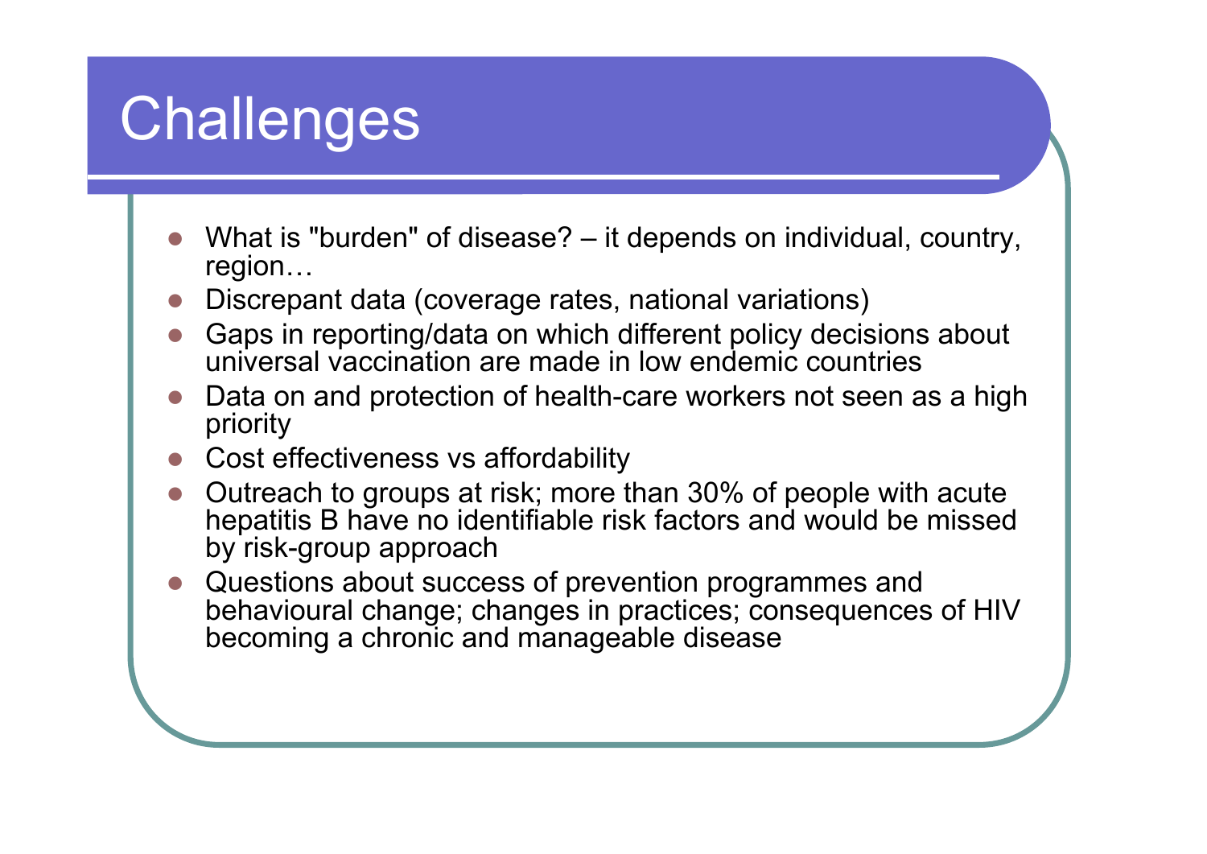# Challenges

- What is "burden" of disease? – it depends on individual, country, region…
- Discrepant data (coverage rates, national variations)
- Gaps in reporting/data on which different policy decisions about universal vaccination are made in low endemic countries
- Data on and protection of health-care workers not seen as a high priority
- Cost effectiveness vs affordability
- Outreach to groups at risk; more than 30% of people with acute hepatitis B have no identifiable risk factors and would be missed by risk-group approach
- Questions about success of prevention programmes and behavioural change; changes in practices; consequences of HIV becoming a chronic and manageable disease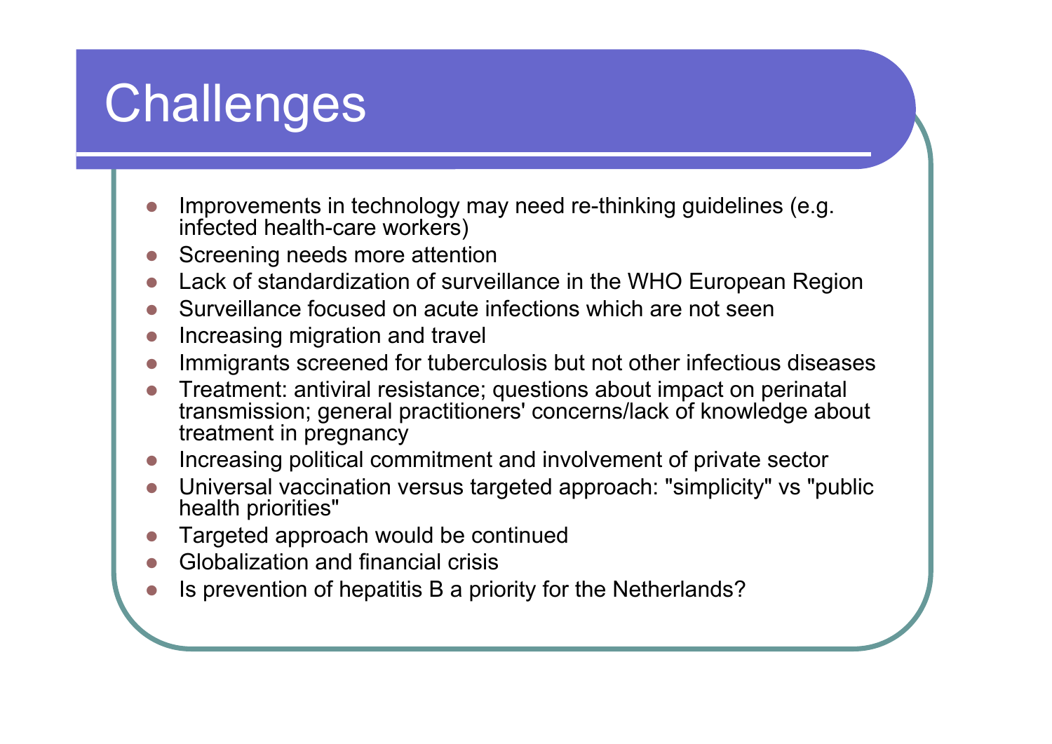# Challenges

- Improvements in technology may need re-thinking guidelines (e.g. infected health-care workers)
- Screening needs more attention
- Lack of standardization of surveillance in the WHO European Region
- Surveillance focused on acute infections which are not seen
- Increasing migration and travel
- Immigrants screened for tuberculosis but not other infectious diseases
- Treatment: antiviral resistance; questions about impact on perinatal transmission; general practitioners' concerns/lack of knowledge about treatment in pregnancy
- Increasing political commitment and involvement of private sector
- Universal vaccination versus targeted approach: "simplicity" vs "public health priorities"
- Targeted approach would be continued
- Globalization and financial crisis
- Is prevention of hepatitis B a priority for the Netherlands?